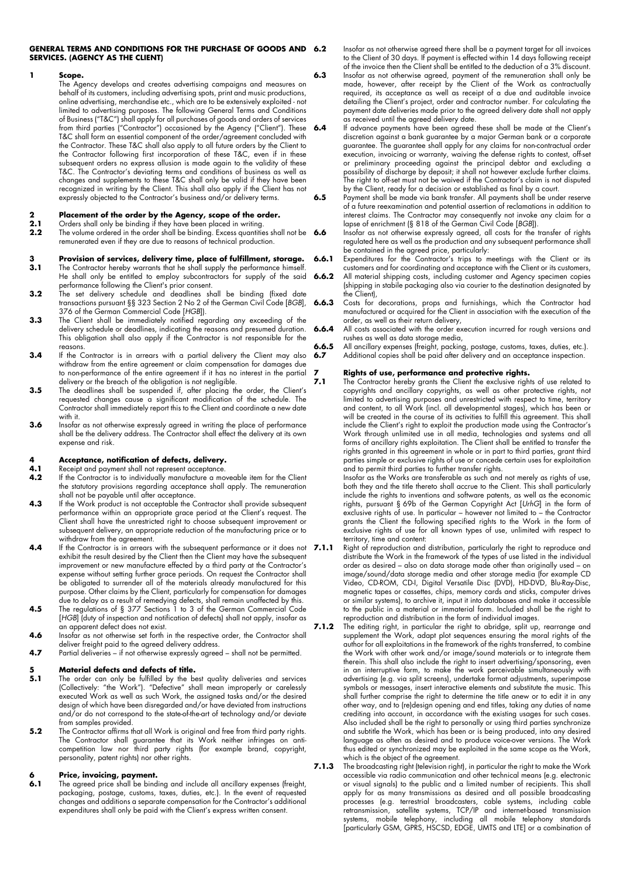# GENERAL TERMS AND CONDITIONS FOR THE PURCHASE OF GOODS AND SERVICES. (AGENCY AS THE CLIENT)

## 1 Scope.

The Agency develops and creates advertising campaigns and measures on behalf of its customers, including advertising spots, print and music productions, online advertising, merchandise etc., which are to be extensively exploited - not limited to advertising purposes. The following General Terms and Conditions of Business ("T&C") shall apply for all purchases of goods and orders of services from third parties ("Contractor") occasioned by the Agency ("Client"). These T&C shall form an essential component of the order/agreement concluded with the Contractor. These T&C shall also apply to all future orders by the Client to the Contractor following first incorporation of these T&C, even if in these subsequent orders no express allusion is made again to the validity of these T&C. The Contractor's deviating terms and conditions of business as well as changes and supplements to these T&C shall only be valid if they have been recognized in writing by the Client. This shall also apply if the Client has not expressly objected to the Contractor's business and/or delivery terms.

## 2 Placement of the order by the Agency, scope of the order.

**2.1** Orders shall only be binding if they have been placed in writing.

**2.2** The volume ordered in the order shall be binding. Excess quantities shall not be remunerated even if they are due to reasons of technical production.

## 3 Provision of services, delivery time, place of fulfillment, storage.

**3.1** The Contractor hereby warrants that he shall supply the performance himself. He shall only be entitled to employ subcontractors for supply of the said performance following the Client's prior consent.

**3.2** The set delivery schedule and deadlines shall be binding (fixed date transactions pursuant §§ 323 Section 2 No 2 of the German Civil Code [*BGB*], 376 of the German Commercial Code [*HGB*]).

**3.3** The Client shall be immediately notified regarding any exceeding of the delivery schedule or deadlines, indicating the reasons and presumed duration. This obligation shall also apply if the Contractor is not responsible for the reasons.

**3.4** If the Contractor is in arrears with a partial delivery the Client may also withdraw from the entire agreement or claim compensation for damages due to non-performance of the entire agreement if it has no interest in the partial delivery or the breach of the obligation is not negligible.

**3.5** The deadlines shall be suspended if, after placing the order, the Client's requested changes cause a significant modification of the schedule. The Contractor shall immediately report this to the Client and coordinate a new date with it.

**3.6** Insofar as not otherwise expressly agreed in writing the place of performance shall be the delivery address. The Contractor shall effect the delivery at its own expense and risk.

## 4 Acceptance, notification of defects, delivery.

**4.1** Receipt and payment shall not represent acceptance.

**4.2** If the Contractor is to individually manufacture a moveable item for the Client the statutory provisions regarding acceptance shall apply. The remuneration shall not be payable until after acceptance.

**4.3** If the Work product is not acceptable the Contractor shall provide subsequent performance within an appropriate grace period at the Client's request. The Client shall have the unrestricted right to choose subsequent improvement or subsequent delivery, an appropriate reduction of the manufacturing price or to withdraw from the agreement.

**4.4** If the Contractor is in arrears with the subsequent performance or it does not exhibit the result desired by the Client then the Client may have the subsequent improvement or new manufacture effected by a third party at the Contractor's expense without setting further grace periods. On request the Contractor shall be obligated to surrender all of the materials already manufactured for this purpose. Other claims by the Client, particularly for compensation for damages due to delay as a result of remedying defects, shall remain unaffected by this.

**4.5** The regulations of § 377 Sections 1 to 3 of the German Commercial Code [*HGB*] (duty of inspection and notification of defects) shall not apply, insofar as an apparent defect does not exist.

**4.6** Insofar as not otherwise set forth in the respective order, the Contractor shall deliver freight paid to the agreed delivery address.

**4.7** Partial deliveries – if not otherwise expressly agreed – shall not be permitted.

## 5 Material defects and defects of title.

**5.1** The order can only be fulfilled by the best quality deliveries and services (Collectively: "the Work"). "Defective" shall mean improperly or carelessly executed Work as well as such Work, the assigned tasks and/or the desired design of which have been disregarded and/or have deviated from instructions and/or do not correspond to the state-of-the-art of technology and/or deviate from samples provided.

**5.2** The Contractor affirms that all Work is original and free from third party rights. The Contractor shall guarantee that its Work neither infringes on anti-competition law nor third party rights (for example brand, copyright, personality, patent rights) nor other rights.

## 6 Price, invoicing, payment.

**6.1** The agreed price shall be binding and include all ancillary expenses (freight, packaging, postage, customs, taxes, duties, etc.). In the event of requested changes and additions a separate compensation for the Contractor's additional expenditures shall only be paid with the Client's express written consent.

**6.2** Insofar as not otherwise agreed there shall be a payment target for all invoices to the Client of 30 days. If payment is effected within 14 days following receipt of the invoice then the Client shall be entitled to the deduction of a 3% discount.

**6.3** Insofar as not otherwise agreed, payment of the remuneration shall only be made, however, after receipt by the Client of the Work as contractually required, its acceptance as well as receipt of a due and auditable invoice detailing the Client's project, order and contractor number. For calculating the payment date deliveries made prior to the agreed delivery date shall not apply as received until the agreed delivery date.

**6.4** If advance payments have been agreed these shall be made at the Client's discretion against a bank guarantee by a major German bank or a corporate guarantee. The guarantee shall apply for any claims for non-contractual order execution, invoicing or warranty, waiving the defense rights to contest, off-set or preliminary proceeding against the principal debtor and excluding a possibility of discharge by deposit; it shall not however exclude further claims. The right to off-set must not be waived if the Contractor's claim is not disputed by the Client, ready for a decision or established as final by a court.

**6.5** Payment shall be made via bank transfer. All payments shall be under reserve of a future reexamination and potential assertion of reclamations in addition to interest claims. The Contractor may consequently not invoke any claim for a lapse of enrichment (§ 818 of the German Civil Code [*BGB*]).

**6.6** Insofar as not otherwise expressly agreed, all costs for the transfer of rights regulated here as well as the production and any subsequent performance shall be contained in the agreed price, particularly:

**6.6.1** Expenditures for the Contractor's trips to meetings with the Client or its customers and for coordinating and acceptance with the Client or its customers,

**6.6.2** All material shipping costs, including customer and Agency specimen copies (shipping in stabile packaging also via courier to the destination designated by the Client),

**6.6.3** Costs for decorations, props and furnishings, which the Contractor had manufactured or acquired for the Client in association with the execution of the order, as well as their return delivery,

**6.6.4** All costs associated with the order execution incurred for rough versions and rushes as well as data storage media,

**6.6.5** All ancillary expenses (freight, packing, postage, customs, taxes, duties, etc.).

**6.7** Additional copies shall be paid after delivery and an acceptance inspection.

## 7 Rights of use, performance and protective rights.

**7.1** The Contractor hereby grants the Client the exclusive rights of use related to copyrights and ancillary copyrights, as well as other protective rights, not limited to advertising purposes and unrestricted with respect to time, territory and content, to all Work (incl. all developmental stages), which has been or will be created in the course of its activities to fulfill this agreement. This shall include the Client's right to exploit the production made using the Contractor's Work through unlimited use in all media, technologies and systems and all forms of ancillary rights exploitation. The Client shall be entitled to transfer the rights granted in this agreement in whole or in part to third parties, grant third parties simple or exclusive rights of use or concede certain uses for exploitation and to permit third parties to further transfer rights.

Insofar as the Works are transferable as such and not merely as rights of use, both they and the title thereto shall accrue to the Client. This shall particularly include the rights to inventions and software patents, as well as the economic rights, pursuant § 69b of the German Copyright Act [*UrhG*] in the form of exclusive rights of use. In particular – however not limited to – the Contractor grants the Client the following specified rights to the Work in the form of exclusive rights of use for all known types of use, unlimited with respect to territory, time and content:

**7.1.1** Right of reproduction and distribution, particularly the right to reproduce and distribute the Work in the framework of the types of use listed in the individual order as desired – also on data storage made other than originally used – on image/sound/data storage media and other storage media (for example CD Video, CD-ROM, CD-I, Digital Versatile Disc (DVD), HD-DVD, Blu-Ray-Disc, magnetic tapes or cassettes, chips, memory cards and sticks, computer drives or similar systems), to archive it, input it into databases and make it accessible to the public in a material or immaterial form. Included shall be the right to reproduction and distribution in the form of individual images.

**7.1.2** The editing right, in particular the right to abridge, split up, rearrange and supplement the Work, adapt plot sequences ensuring the moral rights of the author for all exploitations in the framework of the rights transferred, to combine the Work with other work and/or image/sound materials or to integrate them therein. This shall also include the right to insert advertising/sponsoring, even in an interruptive form, to make the work perceivable simultaneously with advertising (e.g. via split screens), undertake format adjustments, superimpose symbols or messages, insert interactive elements and substitute the music. This shall further comprise the right to determine the title anew or to edit it in any other way, and to (re)design opening and end titles, taking any duties of name crediting into account, in accordance with the existing usages for such cases. Also included shall be the right to personally or using third parties synchronize and subtitle the Work, which has been or is being produced, into any desired language as often as desired and to produce voice-over versions. The Work thus edited or synchronized may be exploited in the same scope as the Work, which is the object of the agreement.

**7.1.3** The broadcasting right (television right), in particular the right to make the Work accessible via radio communication and other technical means (e.g. electronic or visual signals) to the public and a limited number of recipients. This shall apply for as many transmissions as desired and all possible broadcasting processes (e.g. terrestrial broadcasters, cable systems, including cable retransmission, satellite systems, TCP/IP and internet-based transmission systems, mobile telephony, including all mobile telephony standards [particularly GSM, GPRS, HSCSD, EDGE, UMTS and LTE] or a combination of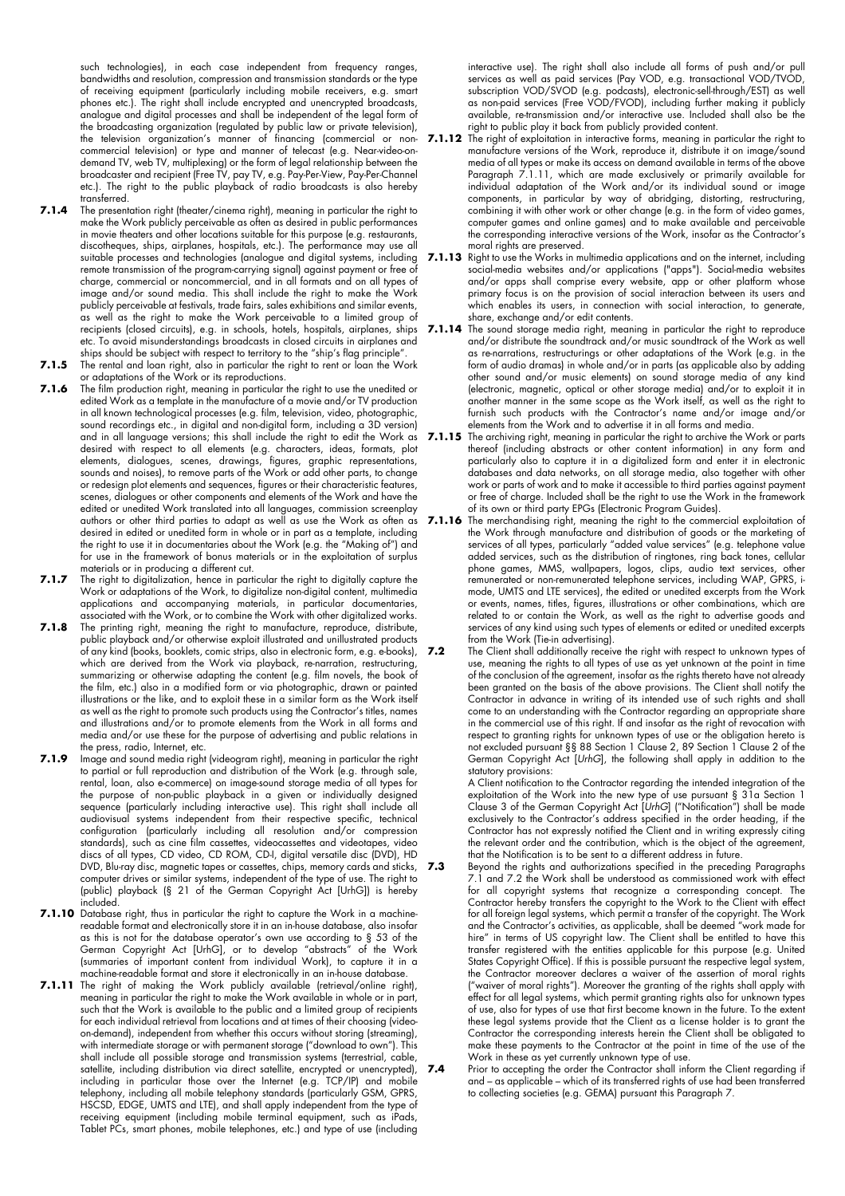such technologies), in each case independent from frequency ranges, bandwidths and resolution, compression and transmission standards or the type of receiving equipment (particularly including mobile receivers, e.g. smart phones etc.). The right shall include encrypted and unencrypted broadcasts, analogue and digital processes and shall be independent of the legal form of the broadcasting organization (regulated by public law or private television), the television organization's manner of financing (commercial or non-commercial television) or type and manner of telecast (e.g. Near-video-on-demand TV, web TV, multiplexing) or the form of legal relationship between the broadcaster and recipient (Free TV, pay TV, e.g. Pay-Per-View, Pay-Per-Channel etc.). The right to the public playback of radio broadcasts is also hereby transferred.

**7.1.4** The presentation right (theater/cinema right), meaning in particular the right to make the Work publicly perceivable as often as desired in public performances in movie theaters and other locations suitable for this purpose (e.g. restaurants, discotheques, ships, airplanes, hospitals, etc.). The performance may use all suitable processes and technologies (analogue and digital systems, including remote transmission of the program-carrying signal) against payment or free of charge, commercial or noncommercial, and in all formats and on all types of image and/or sound media. This shall include the right to make the Work publicly perceivable at festivals, trade fairs, sales exhibitions and similar events, as well as the right to make the Work perceivable to a limited group of recipients (closed circuits), e.g. in schools, hotels, hospitals, airplanes, ships etc. To avoid misunderstandings broadcasts in closed circuits in airplanes and ships should be subject with respect to territory to the "ship's flag principle".

**7.1.5** The rental and loan right, also in particular the right to rent or loan the Work or adaptations of the Work or its reproductions.

**7.1.6** The film production right, meaning in particular the right to use the unedited or edited Work as a template in the manufacture of a movie and/or TV production in all known technological processes (e.g. film, television, video, photographic, sound recordings etc., in digital and non-digital form, including a 3D version) and in all language versions; this shall include the right to edit the Work as desired with respect to all elements (e.g. characters, ideas, formats, plot elements, dialogues, scenes, drawings, figures, graphic representations, sounds and noises), to remove parts of the Work or add other parts, to change or redesign plot elements and sequences, figures or their characteristic features, scenes, dialogues or other components and elements of the Work and have the edited or unedited Work translated into all languages, commission screenplay authors or other third parties to adapt as well as use the Work as often as desired in edited or unedited form in whole or in part as a template, including the right to use it in documentaries about the Work (e.g. the "Making of") and for use in the framework of bonus materials or in the exploitation of surplus materials or in producing a different cut.

**7.1.7** The right to digitalization, hence in particular the right to digitally capture the Work or adaptations of the Work, to digitalize non-digital content, multimedia applications and accompanying materials, in particular documentaries, associated with the Work, or to combine the Work with other digitalized works.

**7.1.8** The printing right, meaning the right to manufacture, reproduce, distribute, public playback and/or otherwise exploit illustrated and unillustrated products of any kind (books, booklets, comic strips, also in electronic form, e.g. e-books), which are derived from the Work via playback, re-narration, restructuring, summarizing or otherwise adapting the content (e.g. film novels, the book of the film, etc.) also in a modified form or via photographic, drawn or painted illustrations or the like, and to exploit these in a similar form as the Work itself as well as the right to promote such products using the Contractor's titles, names and illustrations and/or to promote elements from the Work in all forms and media and/or use these for the purpose of advertising and public relations in the press, radio, Internet, etc.

**7.1.9** Image and sound media right (videogram right), meaning in particular the right to partial or full reproduction and distribution of the Work (e.g. through sale, rental, loan, also e-commerce) on image-sound storage media of all types for the purpose of non-public playback in a given or individually designed sequence (particularly including interactive use). This right shall include all audiovisual systems independent from their respective specific, technical configuration (particularly including all resolution and/or compression standards), such as cine film cassettes, videocassettes and videotapes, video discs of all types, CD video, CD ROM, CD-I, digital versatile disc (DVD), HD DVD, Blu-ray disc, magnetic tapes or cassettes, chips, memory cards and sticks, computer drives or similar systems, independent of the type of use. The right to (public) playback (§ 21 of the German Copyright Act [UrhG]) is hereby included.

**7.1.10** Database right, thus in particular the right to capture the Work in a machine-readable format and electronically store it in an in-house database, also insofar as this is not for the database operator's own use according to § 53 of the German Copyright Act [UrhG], or to develop "abstracts" of the Work (summaries of important content from individual Work), to capture it in a machine-readable format and store it electronically in an in-house database.

**7.1.11** The right of making the Work publicly available (retrieval/online right), meaning in particular the right to make the Work available in whole or in part, such that the Work is available to the public and a limited group of recipients for each individual retrieval from locations and at times of their choosing (video-on-demand), independent from whether this occurs without storing (streaming), with intermediate storage or with permanent storage ("download to own"). This shall include all possible storage and transmission systems (terrestrial, cable, satellite, including distribution via direct satellite, encrypted or unencrypted), including in particular those over the Internet (e.g. TCP/IP) and mobile telephony, including all mobile telephony standards (particularly GSM, GPRS, HSCSD, EDGE, UMTS and LTE), and shall apply independent from the type of receiving equipment (including mobile terminal equipment, such as iPads, Tablet PCs, smart phones, mobile telephones, etc.) and type of use (including interactive use). The right shall also include all forms of push and/or pull services as well as paid services (Pay VOD, e.g. transactional VOD/TVOD, subscription VOD/SVOD (e.g. podcasts), electronic-sell-through/EST) as well as non-paid services (Free VOD/FVOD), including further making it publicly available, re-transmission and/or interactive use. Included shall also be the right to public play it back from publicly provided content.

**7.1.12** The right of exploitation in interactive forms, meaning in particular the right to manufacture versions of the Work, reproduce it, distribute it on image/sound media of all types or make its access on demand available in terms of the above Paragraph 7.1.11, which are made exclusively or primarily available for individual adaptation of the Work and/or its individual sound or image components, in particular by way of abridging, distorting, restructuring, combining it with other work or other change (e.g. in the form of video games, computer games and online games) and to make available and perceivable the corresponding interactive versions of the Work, insofar as the Contractor's moral rights are preserved.

**7.1.13** Right to use the Works in multimedia applications and on the internet, including social-media websites and/or applications ("apps"). Social-media websites and/or apps shall comprise every website, app or other platform whose primary focus is on the provision of social interaction between its users and which enables its users, in connection with social interaction, to generate, share, exchange and/or edit contents.

**7.1.14** The sound storage media right, meaning in particular the right to reproduce and/or distribute the soundtrack and/or music soundtrack of the Work as well as re-narrations, restructurings or other adaptations of the Work (e.g. in the form of audio dramas) in whole and/or in parts (as applicable also by adding other sound and/or music elements) on sound storage media of any kind (electronic, magnetic, optical or other storage media) and/or to exploit it in another manner in the same scope as the Work itself, as well as the right to furnish such products with the Contractor's name and/or image and/or elements from the Work and to advertise it in all forms and media.

**7.1.15** The archiving right, meaning in particular the right to archive the Work or parts thereof (including abstracts or other content information) in any form and particularly also to capture it in a digitalized form and enter it in electronic databases and data networks, on all storage media, also together with other work or parts of work and to make it accessible to third parties against payment or free of charge. Included shall be the right to use the Work in the framework of its own or third party EPGs (Electronic Program Guides).

**7.1.16** The merchandising right, meaning the right to the commercial exploitation of the Work through manufacture and distribution of goods or the marketing of services of all types, particularly "added value services" (e.g. telephone value added services, such as the distribution of ringtones, ring back tones, cellular phone games, MMS, wallpapers, logos, clips, audio text services, other remunerated or non-remunerated telephone services, including WAP, GPRS, i-mode, UMTS and LTE services), the edited or unedited excerpts from the Work or events, names, titles, figures, illustrations or other combinations, which are related to or contain the Work, as well as the right to advertise goods and services of any kind using such types of elements or edited or unedited excerpts from the Work (Tie-in advertising).

**7.2** The Client shall additionally receive the right with respect to unknown types of use, meaning the rights to all types of use as yet unknown at the point in time of the conclusion of the agreement, insofar as the rights thereto have not already been granted on the basis of the above provisions. The Client shall notify the Contractor in advance in writing of its intended use of such rights and shall come to an understanding with the Contractor regarding an appropriate share in the commercial use of this right. If and insofar as the right of revocation with respect to granting rights for unknown types of use or the obligation hereto is not excluded pursuant §§ 88 Section 1 Clause 2, 89 Section 1 Clause 2 of the German Copyright Act [*UrhG*], the following shall apply in addition to the statutory provisions:

A Client notification to the Contractor regarding the intended integration of the exploitation of the Work into the new type of use pursuant § 31a Section 1 Clause 3 of the German Copyright Act [*UrhG*] ("Notification") shall be made exclusively to the Contractor's address specified in the order heading, if the Contractor has not expressly notified the Client and in writing expressly citing the relevant order and the contribution, which is the object of the agreement, that the Notification is to be sent to a different address in future.

**7.3** Beyond the rights and authorizations specified in the preceding Paragraphs 7.1 and 7.2 the Work shall be understood as commissioned work with effect for all copyright systems that recognize a corresponding concept. The Contractor hereby transfers the copyright to the Work to the Client with effect for all foreign legal systems, which permit a transfer of the copyright. The Work and the Contractor's activities, as applicable, shall be deemed "work made for hire" in terms of US copyright law. The Client shall be entitled to have this transfer registered with the entities applicable for this purpose (e.g. United States Copyright Office). If this is possible pursuant the respective legal system, the Contractor moreover declares a waiver of the assertion of moral rights ("waiver of moral rights"). Moreover the granting of the rights shall apply with effect for all legal systems, which permit granting rights also for unknown types of use, also for types of use that first become known in the future. To the extent these legal systems provide that the Client as a license holder is to grant the Contractor the corresponding interests herein the Client shall be obligated to make these payments to the Contractor at the point in time of the use of the Work in these as yet currently unknown type of use.

**7.4** Prior to accepting the order the Contractor shall inform the Client regarding if and – as applicable – which of its transferred rights of use had been transferred to collecting societies (e.g. GEMA) pursuant this Paragraph 7.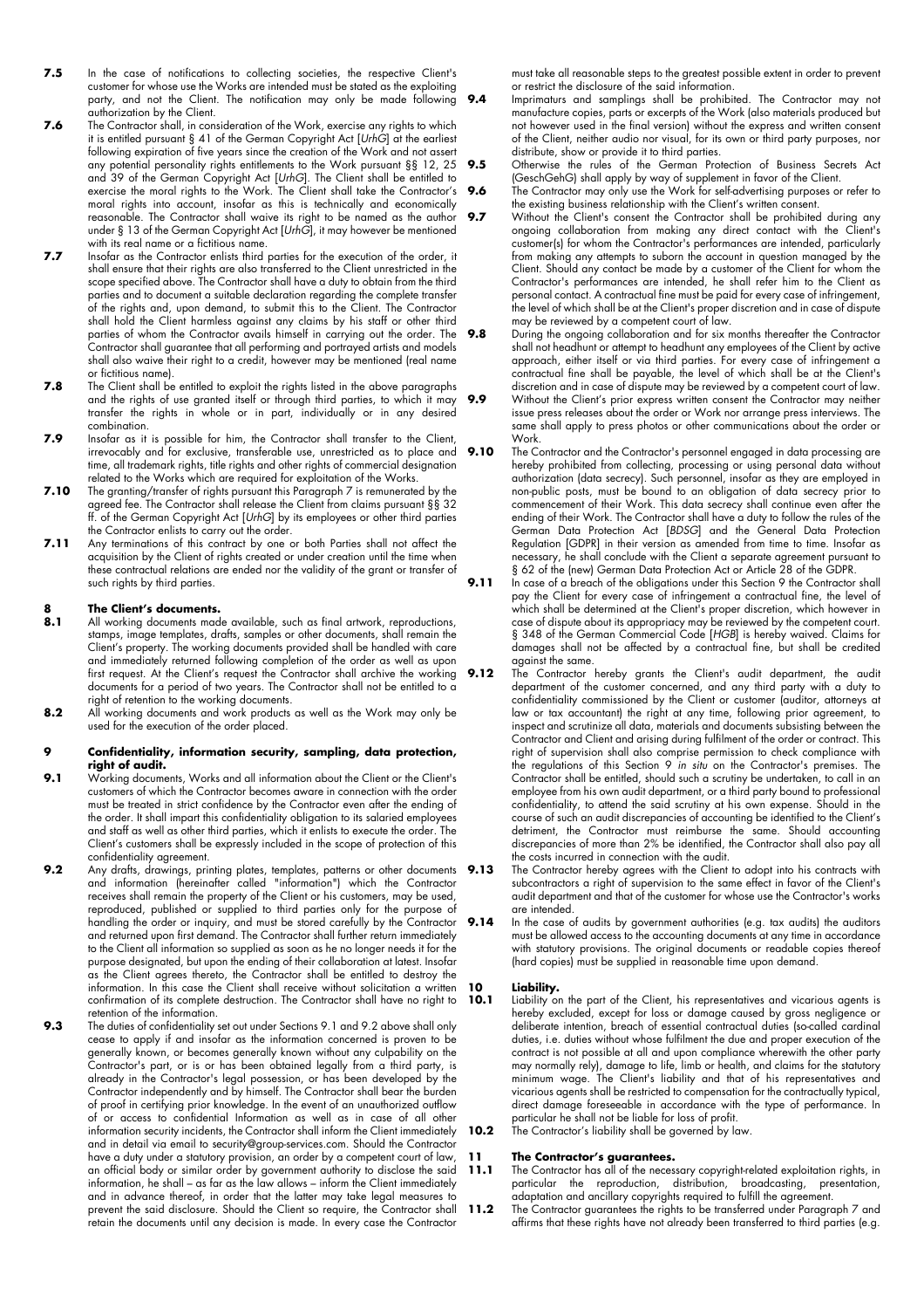**7.5** In the case of notifications to collecting societies, the respective Client's customer for whose use the Works are intended must be stated as the exploiting party, and not the Client. The notification may only be made following authorization by the Client.

**7.6** The Contractor shall, in consideration of the Work, exercise any rights to which it is entitled pursuant § 41 of the German Copyright Act [*UrhG*] at the earliest following expiration of five years since the creation of the Work and not assert any potential personality rights entitlements to the Work pursuant §§ 12, 25 and 39 of the German Copyright Act [*UrhG*]. The Client shall be entitled to exercise the moral rights to the Work. The Client shall take the Contractor's moral rights into account, insofar as this is technically and economically reasonable. The Contractor shall waive its right to be named as the author under § 13 of the German Copyright Act [*UrhG*], it may however be mentioned with its real name or a fictitious name.

**7.7** Insofar as the Contractor enlists third parties for the execution of the order, it shall ensure that their rights are also transferred to the Client unrestricted in the scope specified above. The Contractor shall have a duty to obtain from the third parties and to document a suitable declaration regarding the complete transfer of the rights and, upon demand, to submit this to the Client. The Contractor shall hold the Client harmless against any claims by his staff or other third parties of whom the Contractor avails himself in carrying out the order. The Contractor shall guarantee that all performing and portrayed artists and models shall also waive their right to a credit, however may be mentioned (real name or fictitious name).

**7.8** The Client shall be entitled to exploit the rights listed in the above paragraphs and the rights of use granted itself or through third parties, to which it may transfer the rights in whole or in part, individually or in any desired combination.

**7.9** Insofar as it is possible for him, the Contractor shall transfer to the Client, irrevocably and for exclusive, transferable use, unrestricted as to place and time, all trademark rights, title rights and other rights of commercial designation related to the Works which are required for exploitation of the Works.

**7.10** The granting/transfer of rights pursuant this Paragraph 7 is remunerated by the agreed fee. The Contractor shall release the Client from claims pursuant §§ 32 ff. of the German Copyright Act [*UrhG*] by its employees or other third parties the Contractor enlists to carry out the order.

**7.11** Any terminations of this contract by one or both Parties shall not affect the acquisition by the Client of rights created or under creation until the time when these contractual relations are ended nor the validity of the grant or transfer of such rights by third parties.

## 8 The Client's documents.

**8.1** All working documents made available, such as final artwork, reproductions, stamps, image templates, drafts, samples or other documents, shall remain the Client's property. The working documents provided shall be handled with care and immediately returned following completion of the order as well as upon first request. At the Client's request the Contractor shall archive the working documents for a period of two years. The Contractor shall not be entitled to a right of retention to the working documents.

**8.2** All working documents and work products as well as the Work may only be used for the execution of the order placed.

## 9 Confidentiality, information security, sampling, data protection, right of audit.

**9.1** Working documents, Works and all information about the Client or the Client's customers of which the Contractor becomes aware in connection with the order must be treated in strict confidence by the Contractor even after the ending of the order. It shall impart this confidentiality obligation to its salaried employees and staff as well as other third parties, which it enlists to execute the order. The Client's customers shall be expressly included in the scope of protection of this confidentiality agreement.

**9.2** Any drafts, drawings, printing plates, templates, patterns or other documents and information (hereinafter called "information") which the Contractor receives shall remain the property of the Client or his customers, may be used, reproduced, published or supplied to third parties only for the purpose of handling the order or inquiry, and must be stored carefully by the Contractor and returned upon first demand. The Contractor shall further return immediately to the Client all information so supplied as soon as he no longer needs it for the purpose designated, but upon the ending of their collaboration at latest. Insofar as the Client agrees thereto, the Contractor shall be entitled to destroy the information. In this case the Client shall receive without solicitation a written confirmation of its complete destruction. The Contractor shall have no right to retention of the information.

**9.3** The duties of confidentiality set out under Sections 9.1 and 9.2 above shall only cease to apply if and insofar as the information concerned is proven to be generally known, or becomes generally known without any culpability on the Contractor's part, or is or has been obtained legally from a third party, is already in the Contractor's legal possession, or has been developed by the Contractor independently and by himself. The Contractor shall bear the burden of proof in certifying prior knowledge. In the event of an unauthorized outflow of or access to confidential Information as well as in case of all other information security incidents, the Contractor shall inform the Client immediately and in detail via email to security@group-services.com. Should the Contractor have a duty under a statutory provision, an order by a competent court of law, an official body or similar order by government authority to disclose the said information, he shall – as far as the law allows – inform the Client immediately and in advance thereof, in order that the latter may take legal measures to prevent the said disclosure. Should the Client so require, the Contractor shall retain the documents until any decision is made. In every case the Contractor must take all reasonable steps to the greatest possible extent in order to prevent or restrict the disclosure of the said information.

**9.4** Imprimaturs and samplings shall be prohibited. The Contractor may not manufacture copies, parts or excerpts of the Work (also materials produced but not however used in the final version) without the express and written consent of the Client, neither audio nor visual, for its own or third party purposes, nor distribute, show or provide it to third parties.

**9.5** Otherwise the rules of the German Protection of Business Secrets Act (GeschGehG) shall apply by way of supplement in favor of the Client.

**9.6** The Contractor may only use the Work for self-advertising purposes or refer to the existing business relationship with the Client's written consent.

**9.7** Without the Client's consent the Contractor shall be prohibited during any ongoing collaboration from making any direct contact with the Client's customer(s) for whom the Contractor's performances are intended, particularly from making any attempts to suborn the account in question managed by the Client. Should any contact be made by a customer of the Client for whom the Contractor's performances are intended, he shall refer him to the Client as personal contact. A contractual fine must be paid for every case of infringement, the level of which shall be at the Client's proper discretion and in case of dispute may be reviewed by a competent court of law.

**9.8** During the ongoing collaboration and for six months thereafter the Contractor shall not headhunt or attempt to headhunt any employees of the Client by active approach, either itself or via third parties. For every case of infringement a contractual fine shall be payable, the level of which shall be at the Client's discretion and in case of dispute may be reviewed by a competent court of law.

**9.9** Without the Client's prior express written consent the Contractor may neither issue press releases about the order or Work nor arrange press interviews. The same shall apply to press photos or other communications about the order or Work.

**9.10** The Contractor and the Contractor's personnel engaged in data processing are hereby prohibited from collecting, processing or using personal data without authorization (data secrecy). Such personnel, insofar as they are employed in non-public posts, must be bound to an obligation of data secrecy prior to commencement of their Work. This data secrecy shall continue even after the ending of their Work. The Contractor shall have a duty to follow the rules of the German Data Protection Act [*BDSG*] and the General Data Protection Regulation [GDPR] in their version as amended from time to time. Insofar as necessary, he shall conclude with the Client a separate agreement pursuant to § 62 of the (new) German Data Protection Act or Article 28 of the GDPR.

**9.11** In case of a breach of the obligations under this Section 9 the Contractor shall pay the Client for every case of infringement a contractual fine, the level of which shall be determined at the Client's proper discretion, which however in case of dispute about its appropriacy may be reviewed by the competent court. § 348 of the German Commercial Code [*HGB*] is hereby waived. Claims for damages shall not be affected by a contractual fine, but shall be credited against the same.

**9.12** The Contractor hereby grants the Client's audit department, the audit department of the customer concerned, and any third party with a duty to confidentiality commissioned by the Client or customer (auditor, attorneys at law or tax accountant) the right at any time, following prior agreement, to inspect and scrutinize all data, materials and documents subsisting between the Contractor and Client and arising during fulfilment of the order or contract. This right of supervision shall also comprise permission to check compliance with the regulations of this Section 9 *in situ* on the Contractor's premises. The Contractor shall be entitled, should such a scrutiny be undertaken, to call in an employee from his own audit department, or a third party bound to professional confidentiality, to attend the said scrutiny at his own expense. Should in the course of such an audit discrepancies of accounting be identified to the Client's detriment, the Contractor must reimburse the same. Should accounting discrepancies of more than 2% be identified, the Contractor shall also pay all the costs incurred in connection with the audit.

**9.13** The Contractor hereby agrees with the Client to adopt into his contracts with subcontractors a right of supervision to the same effect in favor of the Client's audit department and that of the customer for whose use the Contractor's works are intended.

**9.14** In the case of audits by government authorities (e.g. tax audits) the auditors must be allowed access to the accounting documents at any time in accordance with statutory provisions. The original documents or readable copies thereof (hard copies) must be supplied in reasonable time upon demand.

## 10 Liability.

**10.1** Liability on the part of the Client, his representatives and vicarious agents is hereby excluded, except for loss or damage caused by gross negligence or deliberate intention, breach of essential contractual duties (so-called cardinal duties, i.e. duties without whose fulfilment the due and proper execution of the contract is not possible at all and upon compliance wherewith the other party may normally rely), damage to life, limb or health, and claims for the statutory minimum wage. The Client's liability and that of his representatives and vicarious agents shall be restricted to compensation for the contractually typical, direct damage foreseeable in accordance with the type of performance. In particular he shall not be liable for loss of profit.

**10.2** The Contractor's liability shall be governed by law.

## 11 The Contractor's guarantees.

**11.1** The Contractor has all of the necessary copyright-related exploitation rights, in particular the reproduction, distribution, broadcasting, presentation, adaptation and ancillary copyrights required to fulfill the agreement.

**11.2** The Contractor guarantees the rights to be transferred under Paragraph 7 and affirms that these rights have not already been transferred to third parties (e.g.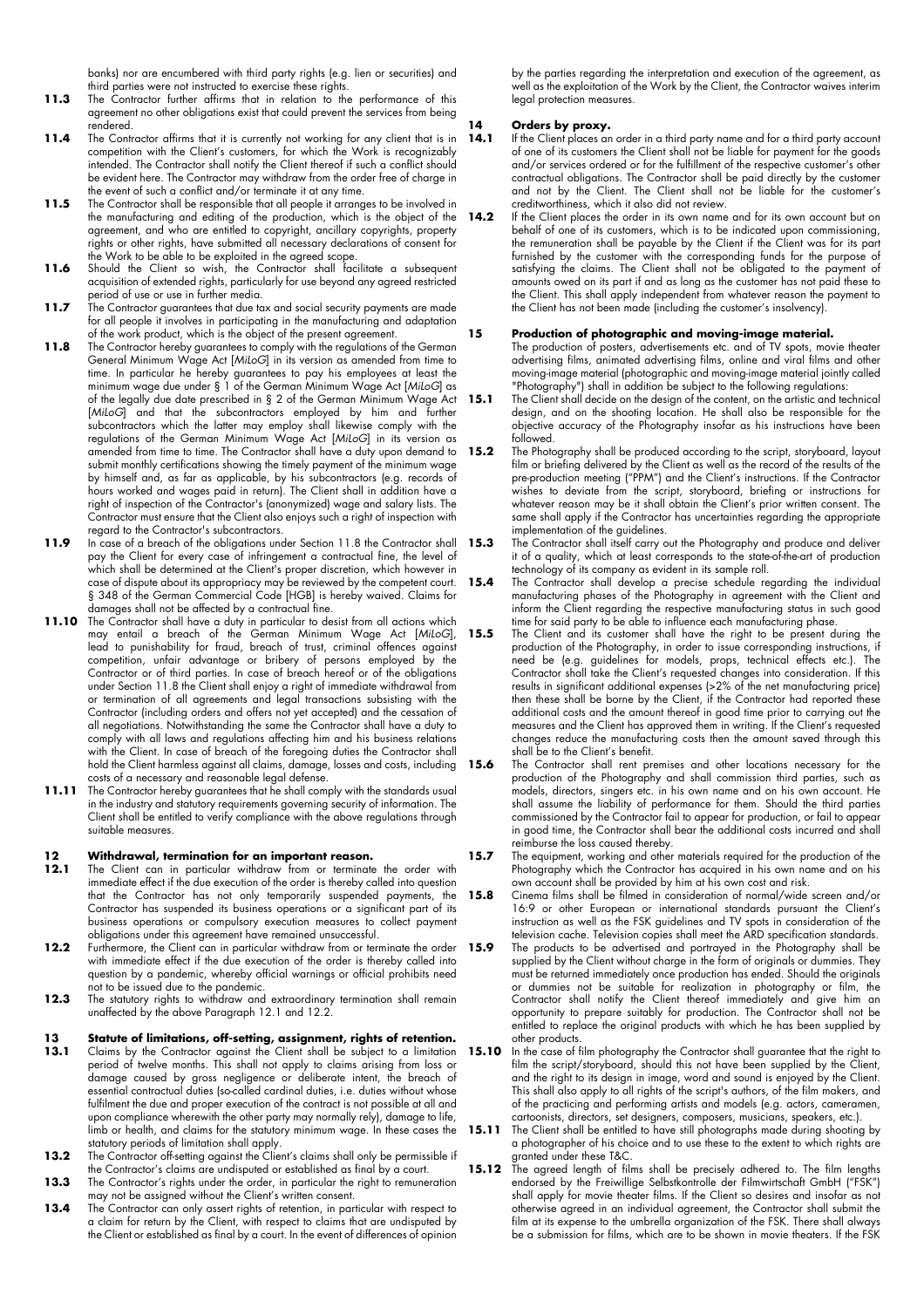banks) nor are encumbered with third party rights (e.g. lien or securities) and third parties were not instructed to exercise these rights.

**11.3** The Contractor further affirms that in relation to the performance of this agreement no other obligations exist that could prevent the services from being rendered.

**11.4** The Contractor affirms that it is currently not working for any client that is in competition with the Client's customers, for which the Work is recognizably intended. The Contractor shall notify the Client thereof if such a conflict should be evident here. The Contractor may withdraw from the order free of charge in the event of such a conflict and/or terminate it at any time.

**11.5** The Contractor shall be responsible that all people it arranges to be involved in the manufacturing and editing of the production, which is the object of the agreement, and who are entitled to copyright, ancillary copyrights, property rights or other rights, have submitted all necessary declarations of consent for the Work to be able to be exploited in the agreed scope.

**11.6** Should the Client so wish, the Contractor shall facilitate a subsequent acquisition of extended rights, particularly for use beyond any agreed restricted period of use or use in further media.

**11.7** The Contractor guarantees that due tax and social security payments are made for all people it involves in participating in the manufacturing and adaptation of the work product, which is the object of the present agreement.

**11.8** The Contractor hereby guarantees to comply with the regulations of the German General Minimum Wage Act [*MiLoG*] in its version as amended from time to time. In particular he hereby guarantees to pay his employees at least the minimum wage due under § 1 of the German Minimum Wage Act [*MiLoG*] as of the legally due date prescribed in § 2 of the German Minimum Wage Act [*MiLoG*] and that the subcontractors employed by him and further subcontractors which the latter may employ shall likewise comply with the regulations of the German Minimum Wage Act [*MiLoG*] in its version as amended from time to time. The Contractor shall have a duty upon demand to submit monthly certifications showing the timely payment of the minimum wage by himself and, as far as applicable, by his subcontractors (e.g. records of hours worked and wages paid in return). The Client shall in addition have a right of inspection of the Contractor's (anonymized) wage and salary lists. The Contractor must ensure that the Client also enjoys such a right of inspection with regard to the Contractor's subcontractors.

**11.9** In case of a breach of the obligations under Section 11.8 the Contractor shall pay the Client for every case of infringement a contractual fine, the level of which shall be determined at the Client's proper discretion, which however in case of dispute about its appropriacy may be reviewed by the competent court. § 348 of the German Commercial Code [HGB] is hereby waived. Claims for damages shall not be affected by a contractual fine.

**11.10** The Contractor shall have a duty in particular to desist from all actions which may entail a breach of the German Minimum Wage Act [*MiLoG*], lead to punishability for fraud, breach of trust, criminal offences against competition, unfair advantage or bribery of persons employed by the Contractor or of third parties. In case of breach hereof or of the obligations under Section 11.8 the Client shall enjoy a right of immediate withdrawal from or termination of all agreements and legal transactions subsisting with the Contractor (including orders and offers not yet accepted) and the cessation of all negotiations. Notwithstanding the same the Contractor shall have a duty to comply with all laws and regulations affecting him and his business relations with the Client. In case of breach of the foregoing duties the Contractor shall hold the Client harmless against all claims, damage, losses and costs, including costs of a necessary and reasonable legal defense.

**11.11** The Contractor hereby guarantees that he shall comply with the standards usual in the industry and statutory requirements governing security of information. The Client shall be entitled to verify compliance with the above regulations through suitable measures.

## 12 Withdrawal, termination for an important reason.

**12.1** The Client can in particular withdraw from or terminate the order with immediate effect if the due execution of the order is thereby called into question that the Contractor has not only temporarily suspended payments, the Contractor has suspended its business operations or a significant part of its business operations or compulsory execution measures to collect payment obligations under this agreement have remained unsuccessful.

**12.2** Furthermore, the Client can in particular withdraw from or terminate the order with immediate effect if the due execution of the order is thereby called into question by a pandemic, whereby official warnings or official prohibits need not to be issued due to the pandemic.

**12.3** The statutory rights to withdraw and extraordinary termination shall remain unaffected by the above Paragraph 12.1 and 12.2.

## 13 Statute of limitations, off-setting, assignment, rights of retention.

**13.1** Claims by the Contractor against the Client shall be subject to a limitation period of twelve months. This shall not apply to claims arising from loss or damage caused by gross negligence or deliberate intent, the breach of essential contractual duties (so-called cardinal duties, i.e. duties without whose fulfilment the due and proper execution of the contract is not possible at all and upon compliance wherewith the other party may normally rely), damage to life, limb or health, and claims for the statutory minimum wage. In these cases the statutory periods of limitation shall apply.

**13.2** The Contractor off-setting against the Client's claims shall only be permissible if the Contractor's claims are undisputed or established as final by a court.

**13.3** The Contractor's rights under the order, in particular the right to remuneration may not be assigned without the Client's written consent.

**13.4** The Contractor can only assert rights of retention, in particular with respect to a claim for return by the Client, with respect to claims that are undisputed by the Client or established as final by a court. In the event of differences of opinion by the parties regarding the interpretation and execution of the agreement, as well as the exploitation of the Work by the Client, the Contractor waives interim legal protection measures.

## 14 Orders by proxy.

**14.1** If the Client places an order in a third party name and for a third party account of one of its customers the Client shall not be liable for payment for the goods and/or services ordered or for the fulfillment of the respective customer's other contractual obligations. The Contractor shall be paid directly by the customer and not by the Client. The Client shall not be liable for the customer's creditworthiness, which it also did not review.

**14.2** If the Client places the order in its own name and for its own account but on behalf of one of its customers, which is to be indicated upon commissioning, the remuneration shall be payable by the Client if the Client was for its part furnished by the customer with the corresponding funds for the purpose of satisfying the claims. The Client shall not be obligated to the payment of amounts owed on its part if and as long as the customer has not paid these to the Client. This shall apply independent from whatever reason the payment to the Client has not been made (including the customer's insolvency).

## 15 Production of photographic and moving-image material.

The production of posters, advertisements etc. and of TV spots, movie theater advertising films, animated advertising films, online and viral films and other moving-image material (photographic and moving-image material jointly called "Photography") shall in addition be subject to the following regulations:

**15.1** The Client shall decide on the design of the content, on the artistic and technical design, and on the shooting location. He shall also be responsible for the objective accuracy of the Photography insofar as his instructions have been followed.

**15.2** The Photography shall be produced according to the script, storyboard, layout film or briefing delivered by the Client as well as the record of the results of the pre-production meeting ("PPM") and the Client's instructions. If the Contractor wishes to deviate from the script, storyboard, briefing or instructions for whatever reason may be it shall obtain the Client's prior written consent. The same shall apply if the Contractor has uncertainties regarding the appropriate implementation of the guidelines.

**15.3** The Contractor shall itself carry out the Photography and produce and deliver it of a quality, which at least corresponds to the state-of-the-art of production technology of its company as evident in its sample roll.

**15.4** The Contractor shall develop a precise schedule regarding the individual manufacturing phases of the Photography in agreement with the Client and inform the Client regarding the respective manufacturing status in such good time for said party to be able to influence each manufacturing phase.

**15.5** The Client and its customer shall have the right to be present during the production of the Photography, in order to issue corresponding instructions, if need be (e.g. guidelines for models, props, technical effects etc.). The Contractor shall take the Client's requested changes into consideration. If this results in significant additional expenses (>2% of the net manufacturing price) then these shall be borne by the Client, if the Contractor had reported these additional costs and the amount thereof in good time prior to carrying out the measures and the Client has approved them in writing. If the Client's requested changes reduce the manufacturing costs then the amount saved through this shall be to the Client's benefit.

**15.6** The Contractor shall rent premises and other locations necessary for the production of the Photography and shall commission third parties, such as models, directors, singers etc. in his own name and on his own account. He shall assume the liability of performance for them. Should the third parties commissioned by the Contractor fail to appear for production, or fail to appear in good time, the Contractor shall bear the additional costs incurred and shall reimburse the loss caused thereby.

**15.7** The equipment, working and other materials required for the production of the Photography which the Contractor has acquired in his own name and on his own account shall be provided by him at his own cost and risk.

**15.8** Cinema films shall be filmed in consideration of normal/wide screen and/or 16:9 or other European or international standards pursuant the Client's instruction as well as the FSK guidelines and TV spots in consideration of the television cache. Television copies shall meet the ARD specification standards.

**15.9** The products to be advertised and portrayed in the Photography shall be supplied by the Client without charge in the form of originals or dummies. They must be returned immediately once production has ended. Should the originals or dummies not be suitable for realization in photography or film, the Contractor shall notify the Client thereof immediately and give him an opportunity to prepare suitably for production. The Contractor shall not be entitled to replace the original products with which he has been supplied by other products.

**15.10** In the case of film photography the Contractor shall guarantee that the right to film the script/storyboard, should this not have been supplied by the Client, and the right to its design in image, word and sound is enjoyed by the Client. This shall also apply to all rights of the script's authors, of the film makers, and of the practicing and performing artists and models (e.g. actors, cameramen, cartoonists, directors, set designers, composers, musicians, speakers, etc.).

**15.11** The Client shall be entitled to have still photographs made during shooting by a photographer of his choice and to use these to the extent to which rights are granted under these T&C.

**15.12** The agreed length of films shall be precisely adhered to. The film lengths endorsed by the Freiwillige Selbstkontrolle der Filmwirtschaft GmbH ("FSK") shall apply for movie theater films. If the Client so desires and insofar as not otherwise agreed in an individual agreement, the Contractor shall submit the film at its expense to the umbrella organization of the FSK. There shall always be a submission for films, which are to be shown in movie theaters. If the FSK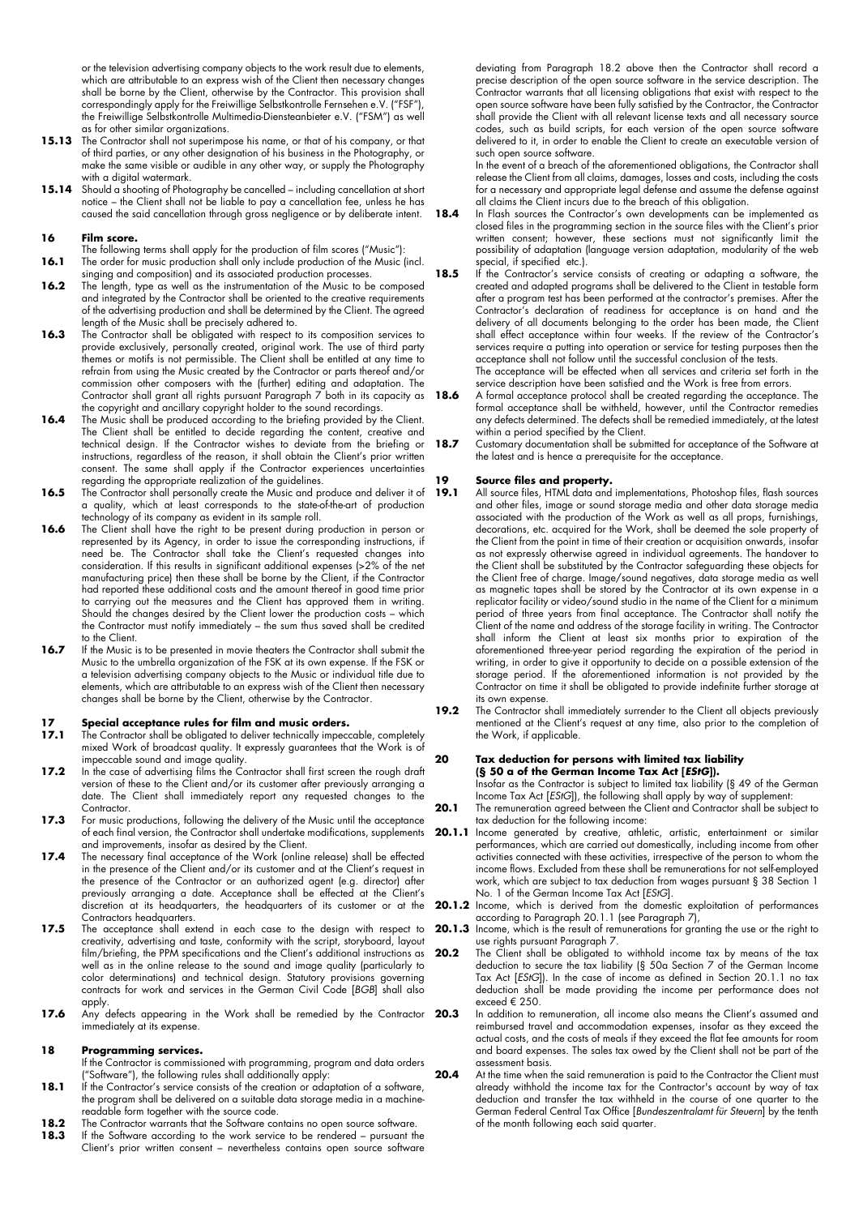or the television advertising company objects to the work result due to elements, which are attributable to an express wish of the Client then necessary changes shall be borne by the Client, otherwise by the Contractor. This provision shall correspondingly apply for the Freiwillige Selbstkontrolle Fernsehen e.V. ("FSF"), the Freiwillige Selbstkontrolle Multimedia-Diensteanbieter e.V. ("FSM") as well as for other similar organizations.

**15.13** The Contractor shall not superimpose his name, or that of his company, or that of third parties, or any other designation of his business in the Photography, or make the same visible or audible in any other way, or supply the Photography with a digital watermark.

**15.14** Should a shooting of Photography be cancelled – including cancellation at short notice – the Client shall not be liable to pay a cancellation fee, unless he has caused the said cancellation through gross negligence or by deliberate intent.

## 16 Film score.

The following terms shall apply for the production of film scores ("Music"):

**16.1** The order for music production shall only include production of the Music (incl. singing and composition) and its associated production processes.

**16.2** The length, type as well as the instrumentation of the Music to be composed and integrated by the Contractor shall be oriented to the creative requirements of the advertising production and shall be determined by the Client. The agreed length of the Music shall be precisely adhered to.

**16.3** The Contractor shall be obligated with respect to its composition services to provide exclusively, personally created, original work. The use of third party themes or motifs is not permissible. The Client shall be entitled at any time to refrain from using the Music created by the Contractor or parts thereof and/or commission other composers with the (further) editing and adaptation. The Contractor shall grant all rights pursuant Paragraph 7 both in its capacity as the copyright and ancillary copyright holder to the sound recordings.

**16.4** The Music shall be produced according to the briefing provided by the Client. The Client shall be entitled to decide regarding the content, creative and technical design. If the Contractor wishes to deviate from the briefing or instructions, regardless of the reason, it shall obtain the Client's prior written consent. The same shall apply if the Contractor experiences uncertainties regarding the appropriate realization of the guidelines.

**16.5** The Contractor shall personally create the Music and produce and deliver it of a quality, which at least corresponds to the state-of-the-art of production technology of its company as evident in its sample roll.

**16.6** The Client shall have the right to be present during production in person or represented by its Agency, in order to issue the corresponding instructions, if need be. The Contractor shall take the Client's requested changes into consideration. If this results in significant additional expenses (>2% of the net manufacturing price) then these shall be borne by the Client, if the Contractor had reported these additional costs and the amount thereof in good time prior to carrying out the measures and the Client has approved them in writing. Should the changes desired by the Client lower the production costs – which the Contractor must notify immediately – the sum thus saved shall be credited to the Client.

**16.7** If the Music is to be presented in movie theaters the Contractor shall submit the Music to the umbrella organization of the FSK at its own expense. If the FSK or a television advertising company objects to the Music or individual title due to elements, which are attributable to an express wish of the Client then necessary changes shall be borne by the Client, otherwise by the Contractor.

## 17 Special acceptance rules for film and music orders.

**17.1** The Contractor shall be obligated to deliver technically impeccable, completely mixed Work of broadcast quality. It expressly guarantees that the Work is of impeccable sound and image quality.

**17.2** In the case of advertising films the Contractor shall first screen the rough draft version of these to the Client and/or its customer after previously arranging a date. The Client shall immediately report any requested changes to the Contractor.

**17.3** For music productions, following the delivery of the Music until the acceptance of each final version, the Contractor shall undertake modifications, supplements and improvements, insofar as desired by the Client.

**17.4** The necessary final acceptance of the Work (online release) shall be effected in the presence of the Client and/or its customer and at the Client's request in the presence of the Contractor or an authorized agent (e.g. director) after previously arranging a date. Acceptance shall be effected at the Client's discretion at its headquarters, the headquarters of its customer or at the Contractors headquarters.

**17.5** The acceptance shall extend in each case to the design with respect to creativity, advertising and taste, conformity with the script, storyboard, layout film/briefing, the PPM specifications and the Client's additional instructions as well as in the online release to the sound and image quality (particularly to color determinations) and technical design. Statutory provisions governing contracts for work and services in the German Civil Code [*BGB*] shall also apply.

**17.6** Any defects appearing in the Work shall be remedied by the Contractor immediately at its expense.

## 18 Programming services.

If the Contractor is commissioned with programming, program and data orders ("Software"), the following rules shall additionally apply:

**18.1** If the Contractor's service consists of the creation or adaptation of a software, the program shall be delivered on a suitable data storage media in a machine-readable form together with the source code.

**18.2** The Contractor warrants that the Software contains no open source software.

**18.3** If the Software according to the work service to be rendered – pursuant the Client's prior written consent – nevertheless contains open source software deviating from Paragraph 18.2 above then the Contractor shall record a precise description of the open source software in the service description. The Contractor warrants that all licensing obligations that exist with respect to the open source software have been fully satisfied by the Contractor, the Contractor shall provide the Client with all relevant license texts and all necessary source codes, such as build scripts, for each version of the open source software delivered to it, in order to enable the Client to create an executable version of such open source software.
In the event of a breach of the aforementioned obligations, the Contractor shall release the Client from all claims, damages, losses and costs, including the costs for a necessary and appropriate legal defense and assume the defense against all claims the Client incurs due to the breach of this obligation.

**18.4** In Flash sources the Contractor's own developments can be implemented as closed files in the programming section in the source files with the Client's prior written consent; however, these sections must not significantly limit the possibility of adaptation (language version adaptation, modularity of the web special, if specified etc.).

**18.5** If the Contractor's service consists of creating or adapting a software, the created and adapted programs shall be delivered to the Client in testable form after a program test has been performed at the contractor's premises. After the Contractor's declaration of readiness for acceptance is on hand and the delivery of all documents belonging to the order has been made, the Client shall effect acceptance within four weeks. If the review of the Contractor's services require a putting into operation or service for testing purposes then the acceptance shall not follow until the successful conclusion of the tests.
The acceptance will be effected when all services and criteria set forth in the service description have been satisfied and the Work is free from errors.

**18.6** A formal acceptance protocol shall be created regarding the acceptance. The formal acceptance shall be withheld, however, until the Contractor remedies any defects determined. The defects shall be remedied immediately, at the latest within a period specified by the Client.

**18.7** Customary documentation shall be submitted for acceptance of the Software at the latest and is hence a prerequisite for the acceptance.

## 19 Source files and property.

**19.1** All source files, HTML data and implementations, Photoshop files, flash sources and other files, image or sound storage media and other data storage media associated with the production of the Work as well as all props, furnishings, decorations, etc. acquired for the Work, shall be deemed the sole property of the Client from the point in time of their creation or acquisition onwards, insofar as not expressly otherwise agreed in individual agreements. The handover to the Client shall be substituted by the Contractor safeguarding these objects for the Client free of charge. Image/sound negatives, data storage media as well as magnetic tapes shall be stored by the Contractor at its own expense in a replicator facility or video/sound studio in the name of the Client for a minimum period of three years from final acceptance. The Contractor shall notify the Client of the name and address of the storage facility in writing. The Contractor shall inform the Client at least six months prior to expiration of the aforementioned three-year period regarding the expiration of the period in writing, in order to give it opportunity to decide on a possible extension of the storage period. If the aforementioned information is not provided by the Contractor on time it shall be obligated to provide indefinite further storage at its own expense.

**19.2** The Contractor shall immediately surrender to the Client all objects previously mentioned at the Client's request at any time, also prior to the completion of the Work, if applicable.

## 20 Tax deduction for persons with limited tax liability (§ 50 a of the German Income Tax Act [*EStG*]).

Insofar as the Contractor is subject to limited tax liability (§ 49 of the German Income Tax Act [*EStG*]), the following shall apply by way of supplement:

**20.1** The remuneration agreed between the Client and Contractor shall be subject to tax deduction for the following income:

**20.1.1** Income generated by creative, athletic, artistic, entertainment or similar performances, which are carried out domestically, including income from other activities connected with these activities, irrespective of the person to whom the income flows. Excluded from these shall be remunerations for not self-employed work, which are subject to tax deduction from wages pursuant § 38 Section 1 No. 1 of the German Income Tax Act [*EStG*].

**20.1.2** Income, which is derived from the domestic exploitation of performances according to Paragraph 20.1.1 (see Paragraph 7),

**20.1.3** Income, which is the result of remunerations for granting the use or the right to use rights pursuant Paragraph 7.

**20.2** The Client shall be obligated to withhold income tax by means of the tax deduction to secure the tax liability (§ 50a Section 7 of the German Income Tax Act [*EStG*]). In the case of income as defined in Section 20.1.1 no tax deduction shall be made providing the income per performance does not exceed € 250.

**20.3** In addition to remuneration, all income also means the Client's assumed and reimbursed travel and accommodation expenses, insofar as they exceed the actual costs, and the costs of meals if they exceed the flat fee amounts for room and board expenses. The sales tax owed by the Client shall not be part of the assessment basis.

**20.4** At the time when the said remuneration is paid to the Contractor the Client must already withhold the income tax for the Contractor's account by way of tax deduction and transfer the tax withheld in the course of one quarter to the German Federal Central Tax Office [*Bundeszentralamt für Steuern*] by the tenth of the month following each said quarter.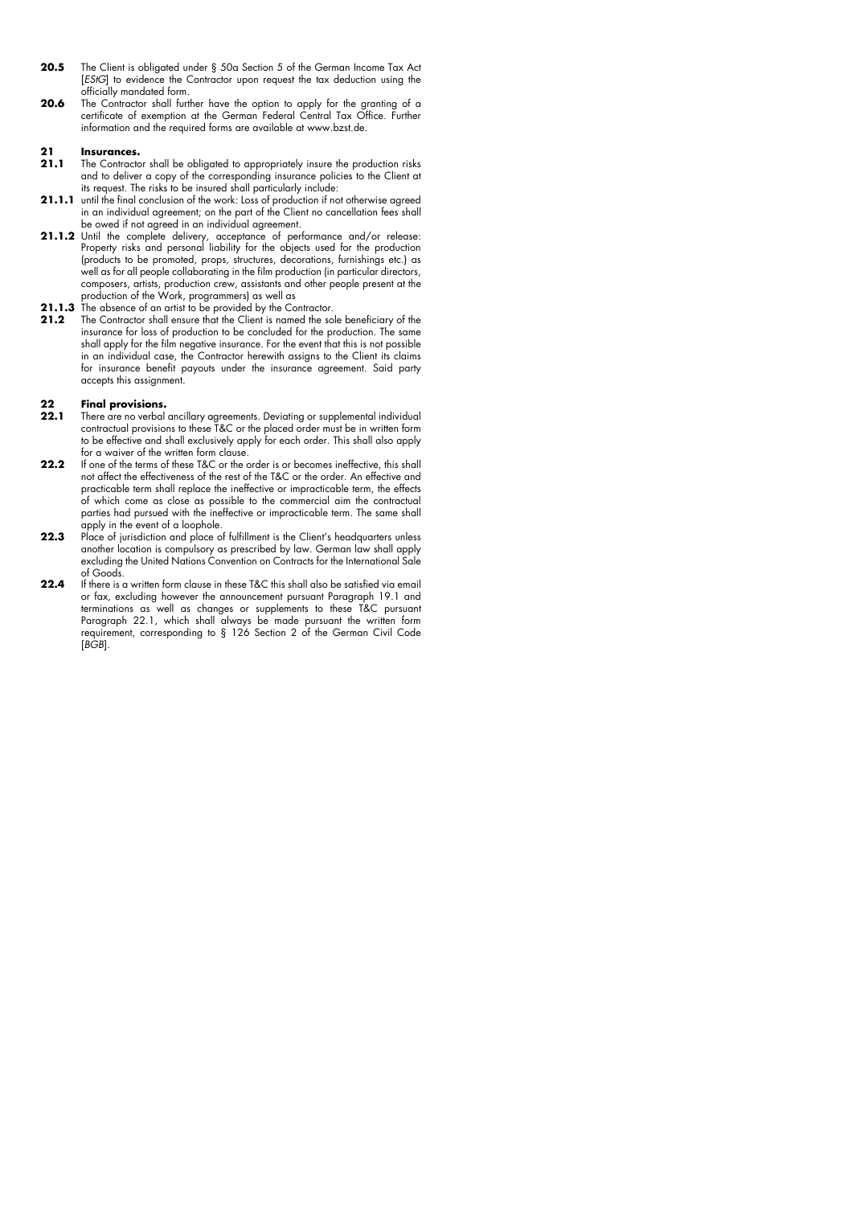**20.5** The Client is obligated under § 50a Section 5 of the German Income Tax Act [*EStG*] to evidence the Contractor upon request the tax deduction using the officially mandated form.

**20.6** The Contractor shall further have the option to apply for the granting of a certificate of exemption at the German Federal Central Tax Office. Further information and the required forms are available at www.bzst.de.

## 21 Insurances.

**21.1** The Contractor shall be obligated to appropriately insure the production risks and to deliver a copy of the corresponding insurance policies to the Client at its request. The risks to be insured shall particularly include:

**21.1.1** until the final conclusion of the work: Loss of production if not otherwise agreed in an individual agreement; on the part of the Client no cancellation fees shall be owed if not agreed in an individual agreement.

**21.1.2** Until the complete delivery, acceptance of performance and/or release: Property risks and personal liability for the objects used for the production (products to be promoted, props, structures, decorations, furnishings etc.) as well as for all people collaborating in the film production (in particular directors, composers, artists, production crew, assistants and other people present at the production of the Work, programmers) as well as

**21.1.3** The absence of an artist to be provided by the Contractor.

**21.2** The Contractor shall ensure that the Client is named the sole beneficiary of the insurance for loss of production to be concluded for the production. The same shall apply for the film negative insurance. For the event that this is not possible in an individual case, the Contractor herewith assigns to the Client its claims for insurance benefit payouts under the insurance agreement. Said party accepts this assignment.

## 22 Final provisions.

**22.1** There are no verbal ancillary agreements. Deviating or supplemental individual contractual provisions to these T&C or the placed order must be in written form to be effective and shall exclusively apply for each order. This shall also apply for a waiver of the written form clause.

**22.2** If one of the terms of these T&C or the order is or becomes ineffective, this shall not affect the effectiveness of the rest of the T&C or the order. An effective and practicable term shall replace the ineffective or impracticable term, the effects of which come as close as possible to the commercial aim the contractual parties had pursued with the ineffective or impracticable term. The same shall apply in the event of a loophole.

**22.3** Place of jurisdiction and place of fulfillment is the Client's headquarters unless another location is compulsory as prescribed by law. German law shall apply excluding the United Nations Convention on Contracts for the International Sale of Goods.

**22.4** If there is a written form clause in these T&C this shall also be satisfied via email or fax, excluding however the announcement pursuant Paragraph 19.1 and terminations as well as changes or supplements to these T&C pursuant Paragraph 22.1, which shall always be made pursuant the written form requirement, corresponding to § 126 Section 2 of the German Civil Code [*BGB*].